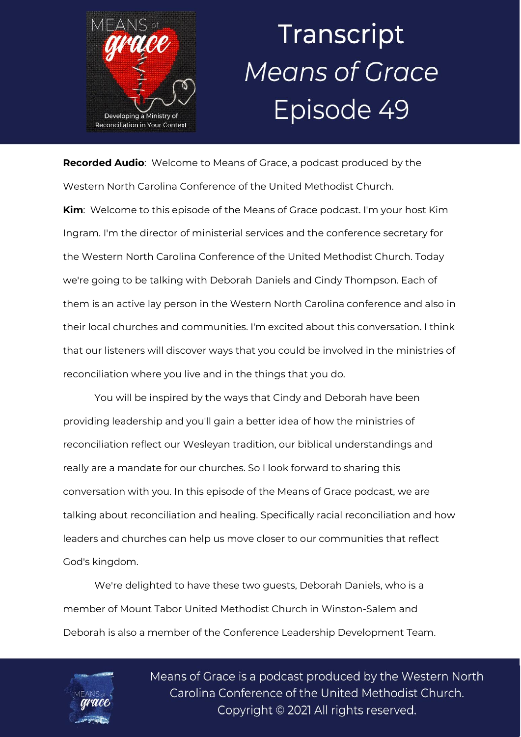# Transcript *Means of Grace* Episode 49

**Recorded Audio**: Welcome to Means of Grace, a podcast produced by the Western North Carolina Conference of the United Methodist Church.

**Kim**: Welcome to this episode of the Means of Grace podcast. I'm your host Kim Ingram. I'm the director of ministerial services and the conference secretary for the Western North Carolina Conference of the United Methodist Church. Today we're going to be talking with Deborah Daniels and Cindy Thompson. Each of them is an active lay person in the Western North Carolina conference and also in their local churches and communities. I'm excited about this conversation. I think that our listeners will discover ways that you could be involved in the ministries of reconciliation where you live and in the things that you do.

You will be inspired by the ways that Cindy and Deborah have been providing leadership and you'll gain a better idea of how the ministries of reconciliation reflect our Wesleyan tradition, our biblical understandings and really are a mandate for our churches. So I look forward to sharing this conversation with you. In this episode of the Means of Grace podcast, we are talking about reconciliation and healing. Specifically racial reconciliation and how leaders and churches can help us move closer to our communities that reflect God's kingdom.

We're delighted to have these two guests, Deborah Daniels, who is a member of Mount Tabor United Methodist Church in Winston-Salem and Deborah is also a member of the Conference Leadership Development Team.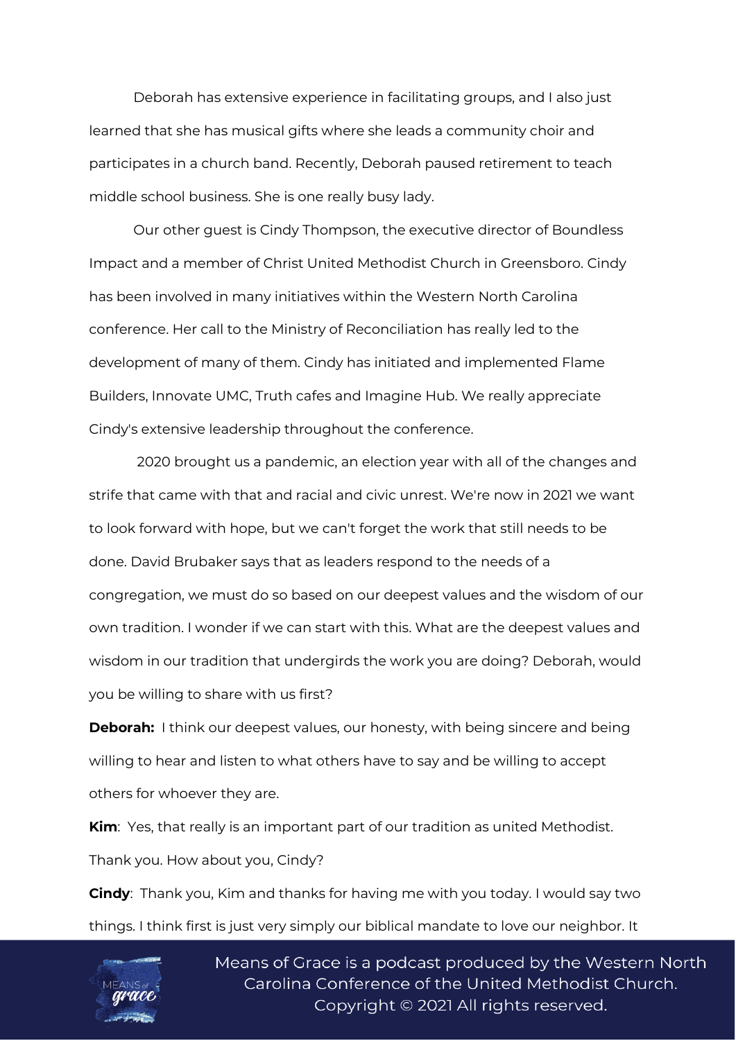Deborah has extensive experience in facilitating groups, and I also just learned that she has musical gifts where she leads a community choir and participates in a church band. Recently, Deborah paused retirement to teach middle school business. She is one really busy lady.

Our other guest is Cindy Thompson, the executive director of Boundless Impact and a member of Christ United Methodist Church in Greensboro. Cindy has been involved in many initiatives within the Western North Carolina conference. Her call to the Ministry of Reconciliation has really led to the development of many of them. Cindy has initiated and implemented Flame Builders, Innovate UMC, Truth cafes and Imagine Hub. We really appreciate Cindy's extensive leadership throughout the conference.

2020 brought us a pandemic, an election year with all of the changes and strife that came with that and racial and civic unrest. We're now in 2021 we want to look forward with hope, but we can't forget the work that still needs to be done. David Brubaker says that as leaders respond to the needs of a congregation, we must do so based on our deepest values and the wisdom of our own tradition. I wonder if we can start with this. What are the deepest values and wisdom in our tradition that undergirds the work you are doing? Deborah, would you be willing to share with us first?

**Deborah:** I think our deepest values, our honesty, with being sincere and being willing to hear and listen to what others have to say and be willing to accept others for whoever they are.

**Kim**: Yes, that really is an important part of our tradition as united Methodist. Thank you. How about you, Cindy?

**Cindy**: Thank you, Kim and thanks for having me with you today. I would say two things. I think first is just very simply our biblical mandate to love our neighbor. It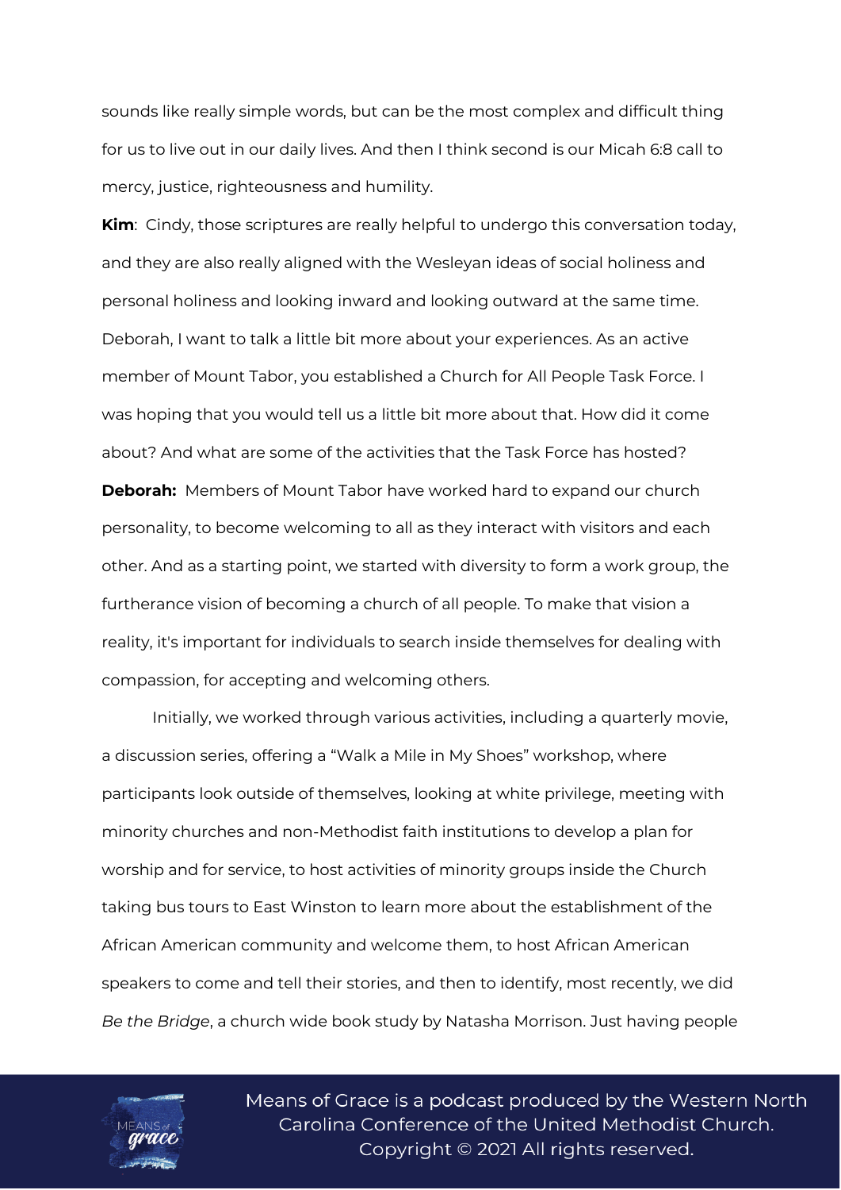sounds like really simple words, but can be the most complex and difficult thing for us to live out in our daily lives. And then I think second is our Micah 6:8 call to mercy, justice, righteousness and humility.

**Kim**: Cindy, those scriptures are really helpful to undergo this conversation today, and they are also really aligned with the Wesleyan ideas of social holiness and personal holiness and looking inward and looking outward at the same time. Deborah, I want to talk a little bit more about your experiences. As an active member of Mount Tabor, you established a Church for All People Task Force. I was hoping that you would tell us a little bit more about that. How did it come about? And what are some of the activities that the Task Force has hosted?

**Deborah:** Members of Mount Tabor have worked hard to expand our church personality, to become welcoming to all as they interact with visitors and each other. And as a starting point, we started with diversity to form a work group, the furtherance vision of becoming a church of all people. To make that vision a reality, it's important for individuals to search inside themselves for dealing with compassion, for accepting and welcoming others.

Initially, we worked through various activities, including a quarterly movie, a discussion series, offering a "Walk a Mile in My Shoes" workshop, where participants look outside of themselves, looking at white privilege, meeting with minority churches and non-Methodist faith institutions to develop a plan for worship and for service, to host activities of minority groups inside the Church taking bus tours to East Winston to learn more about the establishment of the African American community and welcome them, to host African American speakers to come and tell their stories, and then to identify, most recently, we did *Be the Bridge*, a church wide book study by Natasha Morrison. Just having people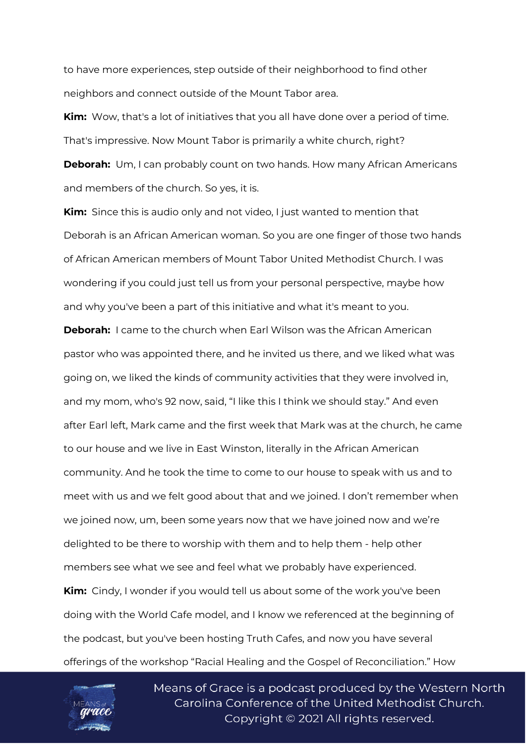to have more experiences, step outside of their neighborhood to find other neighbors and connect outside of the Mount Tabor area.

**Kim:** Wow, that's a lot of initiatives that you all have done over a period of time. That's impressive. Now Mount Tabor is primarily a white church, right?

**Deborah:** Um, I can probably count on two hands. How many African Americans and members of the church. So yes, it is.

**Kim:** Since this is audio only and not video, I just wanted to mention that Deborah is an African American woman. So you are one finger of those two hands of African American members of Mount Tabor United Methodist Church. I was wondering if you could just tell us from your personal perspective, maybe how and why you've been a part of this initiative and what it's meant to you.

**Deborah:** I came to the church when Earl Wilson was the African American pastor who was appointed there, and he invited us there, and we liked what was going on, we liked the kinds of community activities that they were involved in, and my mom, who's 92 now, said, "I like this I think we should stay." And even after Earl left, Mark came and the first week that Mark was at the church, he came to our house and we live in East Winston, literally in the African American community. And he took the time to come to our house to speak with us and to meet with us and we felt good about that and we joined. I don't remember when we joined now, um, been some years now that we have joined now and we're delighted to be there to worship with them and to help them - help other members see what we see and feel what we probably have experienced.

**Kim:** Cindy, I wonder if you would tell us about some of the work you've been doing with the World Cafe model, and I know we referenced at the beginning of the podcast, but you've been hosting Truth Cafes, and now you have several offerings of the workshop "Racial Healing and the Gospel of Reconciliation." How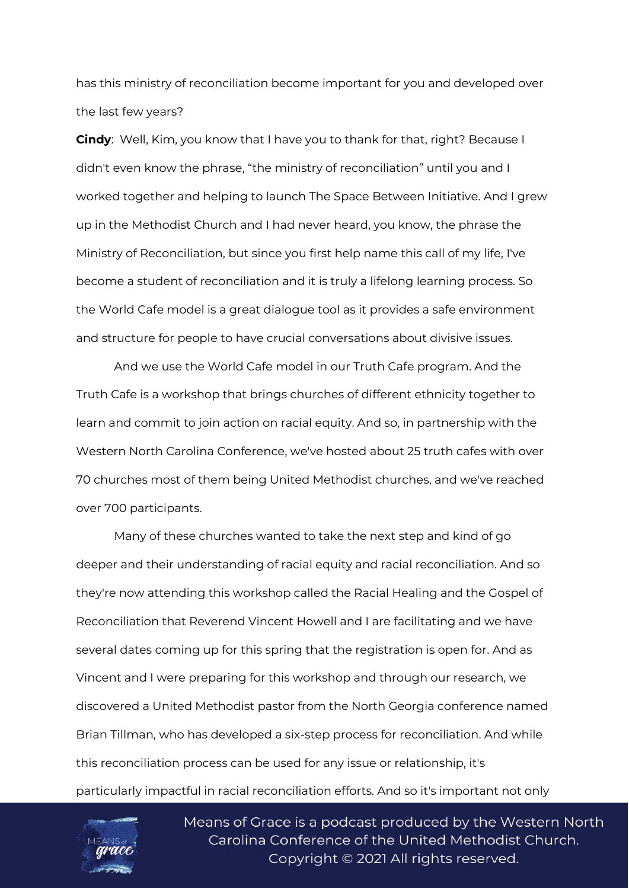has this ministry of reconciliation become important for you and developed over the last few years?

**Cindy**: Well, Kim, you know that I have you to thank for that, right? Because I didn't even know the phrase, "the ministry of reconciliation" until you and I worked together and helping to launch The Space Between Initiative. And I grew up in the Methodist Church and I had never heard, you know, the phrase the Ministry of Reconciliation, but since you first help name this call of my life, I've become a student of reconciliation and it is truly a lifelong learning process. So the World Cafe model is a great dialogue tool as it provides a safe environment and structure for people to have crucial conversations about divisive issues.

And we use the World Cafe model in our Truth Cafe program. And the Truth Cafe is a workshop that brings churches of different ethnicity together to learn and commit to join action on racial equity. And so, in partnership with the Western North Carolina Conference, we've hosted about 25 truth cafes with over 70 churches most of them being United Methodist churches, and we've reached over 700 participants.

Many of these churches wanted to take the next step and kind of go deeper and their understanding of racial equity and racial reconciliation. And so they're now attending this workshop called the Racial Healing and the Gospel of Reconciliation that Reverend Vincent Howell and I are facilitating and we have several dates coming up for this spring that the registration is open for. And as Vincent and I were preparing for this workshop and through our research, we discovered a United Methodist pastor from the North Georgia conference named Brian Tillman, who has developed a six-step process for reconciliation. And while this reconciliation process can be used for any issue or relationship, it's particularly impactful in racial reconciliation efforts. And so it's important not only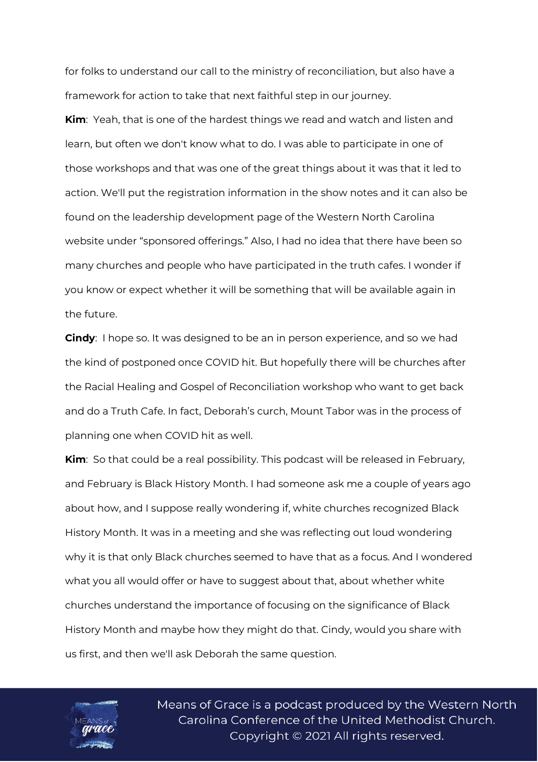for folks to understand our call to the ministry of reconciliation, but also have a framework for action to take that next faithful step in our journey.

**Kim**: Yeah, that is one of the hardest things we read and watch and listen and learn, but often we don't know what to do. I was able to participate in one of those workshops and that was one of the great things about it was that it led to action. We'll put the registration information in the show notes and it can also be found on the leadership development page of the Western North Carolina website under "sponsored offerings." Also, I had no idea that there have been so many churches and people who have participated in the truth cafes. I wonder if you know or expect whether it will be something that will be available again in the future.

**Cindy**: I hope so. It was designed to be an in person experience, and so we had the kind of postponed once COVID hit. But hopefully there will be churches after the Racial Healing and Gospel of Reconciliation workshop who want to get back and do a Truth Cafe. In fact, Deborah's curch, Mount Tabor was in the process of planning one when COVID hit as well.

**Kim**: So that could be a real possibility. This podcast will be released in February, and February is Black History Month. I had someone ask me a couple of years ago about how, and I suppose really wondering if, white churches recognized Black History Month. It was in a meeting and she was reflecting out loud wondering why it is that only Black churches seemed to have that as a focus. And I wondered what you all would offer or have to suggest about that, about whether white churches understand the importance of focusing on the significance of Black History Month and maybe how they might do that. Cindy, would you share with us first, and then we'll ask Deborah the same question.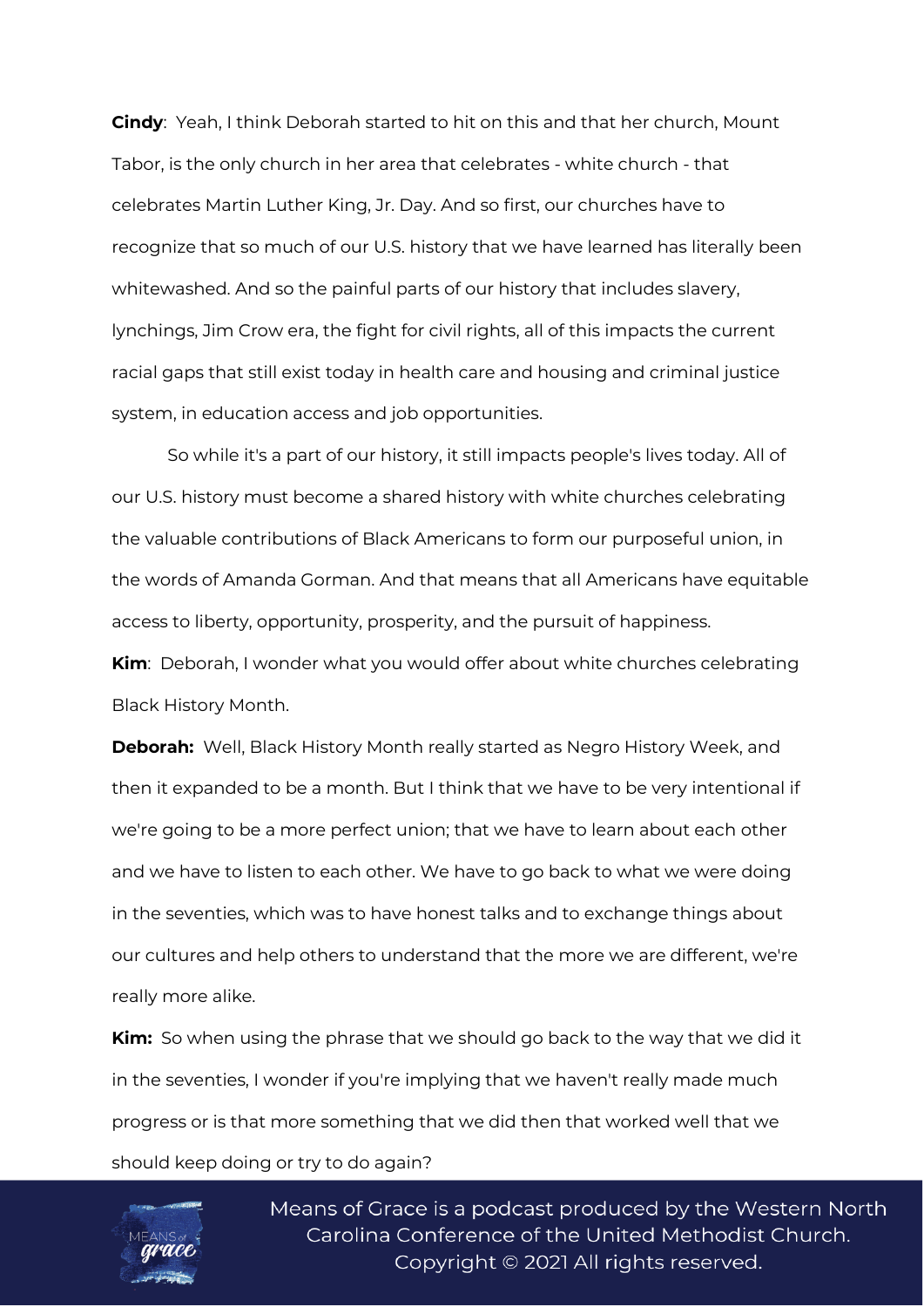**Cindy**: Yeah, I think Deborah started to hit on this and that her church, Mount Tabor, is the only church in her area that celebrates - white church - that celebrates Martin Luther King, Jr. Day. And so first, our churches have to recognize that so much of our U.S. history that we have learned has literally been whitewashed. And so the painful parts of our history that includes slavery, lynchings, Jim Crow era, the fight for civil rights, all of this impacts the current racial gaps that still exist today in health care and housing and criminal justice system, in education access and job opportunities.

So while it's a part of our history, it still impacts people's lives today. All of our U.S. history must become a shared history with white churches celebrating the valuable contributions of Black Americans to form our purposeful union, in the words of Amanda Gorman. And that means that all Americans have equitable access to liberty, opportunity, prosperity, and the pursuit of happiness.

**Kim**: Deborah, I wonder what you would offer about white churches celebrating Black History Month.

**Deborah:** Well, Black History Month really started as Negro History Week, and then it expanded to be a month. But I think that we have to be very intentional if we're going to be a more perfect union; that we have to learn about each other and we have to listen to each other. We have to go back to what we were doing in the seventies, which was to have honest talks and to exchange things about our cultures and help others to understand that the more we are different, we're really more alike.

**Kim:** So when using the phrase that we should go back to the way that we did it in the seventies, I wonder if you're implying that we haven't really made much progress or is that more something that we did then that worked well that we should keep doing or try to do again?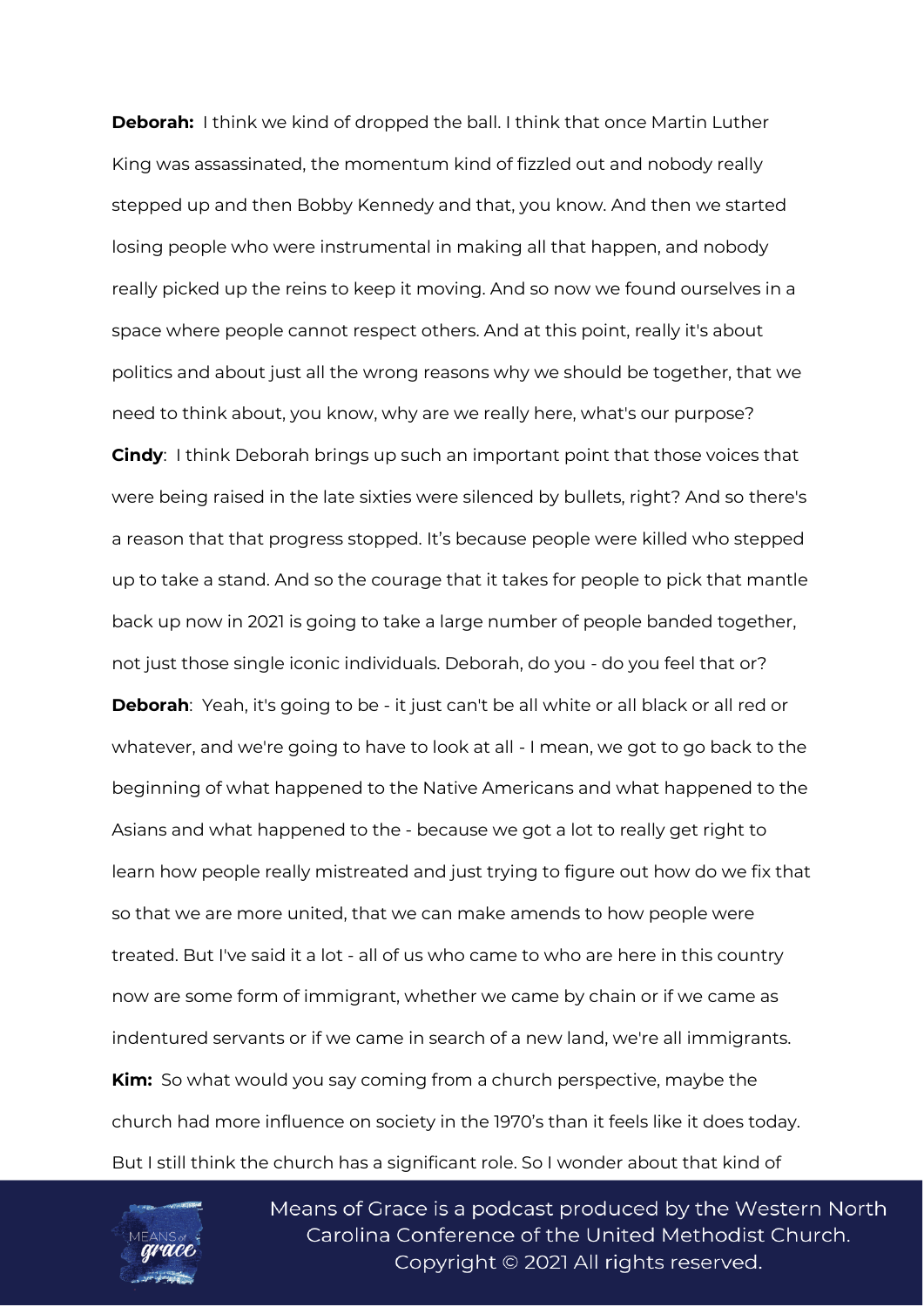**Deborah:** I think we kind of dropped the ball. I think that once Martin Luther King was assassinated, the momentum kind of fizzled out and nobody really stepped up and then Bobby Kennedy and that, you know. And then we started losing people who were instrumental in making all that happen, and nobody really picked up the reins to keep it moving. And so now we found ourselves in a space where people cannot respect others. And at this point, really it's about politics and about just all the wrong reasons why we should be together, that we need to think about, you know, why are we really here, what's our purpose?

**Cindy**: I think Deborah brings up such an important point that those voices that were being raised in the late sixties were silenced by bullets, right? And so there's a reason that that progress stopped. It's because people were killed who stepped up to take a stand. And so the courage that it takes for people to pick that mantle back up now in 2021 is going to take a large number of people banded together, not just those single iconic individuals. Deborah, do you - do you feel that or?

**Deborah**: Yeah, it's going to be - it just can't be all white or all black or all red or whatever, and we're going to have to look at all - I mean, we got to go back to the beginning of what happened to the Native Americans and what happened to the Asians and what happened to the - because we got a lot to really get right to learn how people really mistreated and just trying to figure out how do we fix that so that we are more united, that we can make amends to how people were treated. But I've said it a lot - all of us who came to who are here in this country now are some form of immigrant, whether we came by chain or if we came as indentured servants or if we came in search of a new land, we're all immigrants.

**Kim:** So what would you say coming from a church perspective, maybe the church had more influence on society in the 1970's than it feels like it does today. But I still think the church has a significant role. So I wonder about that kind of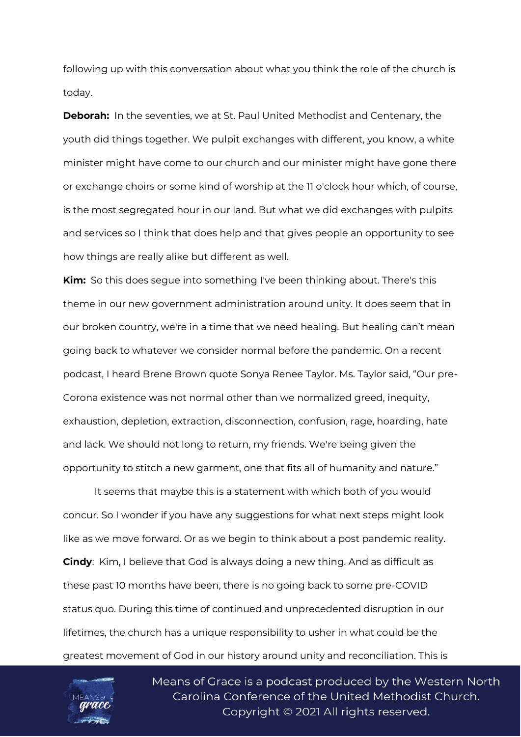following up with this conversation about what you think the role of the church is today.

**Deborah:** In the seventies, we at St. Paul United Methodist and Centenary, the youth did things together. We pulpit exchanges with different, you know, a white minister might have come to our church and our minister might have gone there or exchange choirs or some kind of worship at the 11 o'clock hour which, of course, is the most segregated hour in our land. But what we did exchanges with pulpits and services so I think that does help and that gives people an opportunity to see how things are really alike but different as well.

**Kim:** So this does segue into something I've been thinking about. There's this theme in our new government administration around unity. It does seem that in our broken country, we're in a time that we need healing. But healing can't mean going back to whatever we consider normal before the pandemic. On a recent podcast, I heard Brene Brown quote Sonya Renee Taylor. Ms. Taylor said, "Our pre-Corona existence was not normal other than we normalized greed, inequity, exhaustion, depletion, extraction, disconnection, confusion, rage, hoarding, hate and lack. We should not long to return, my friends. We're being given the opportunity to stitch a new garment, one that fits all of humanity and nature."

It seems that maybe this is a statement with which both of you would concur. So I wonder if you have any suggestions for what next steps might look like as we move forward. Or as we begin to think about a post pandemic reality.

**Cindy**: Kim, I believe that God is always doing a new thing. And as difficult as these past 10 months have been, there is no going back to some pre-COVID status quo. During this time of continued and unprecedented disruption in our lifetimes, the church has a unique responsibility to usher in what could be the greatest movement of God in our history around unity and reconciliation. This is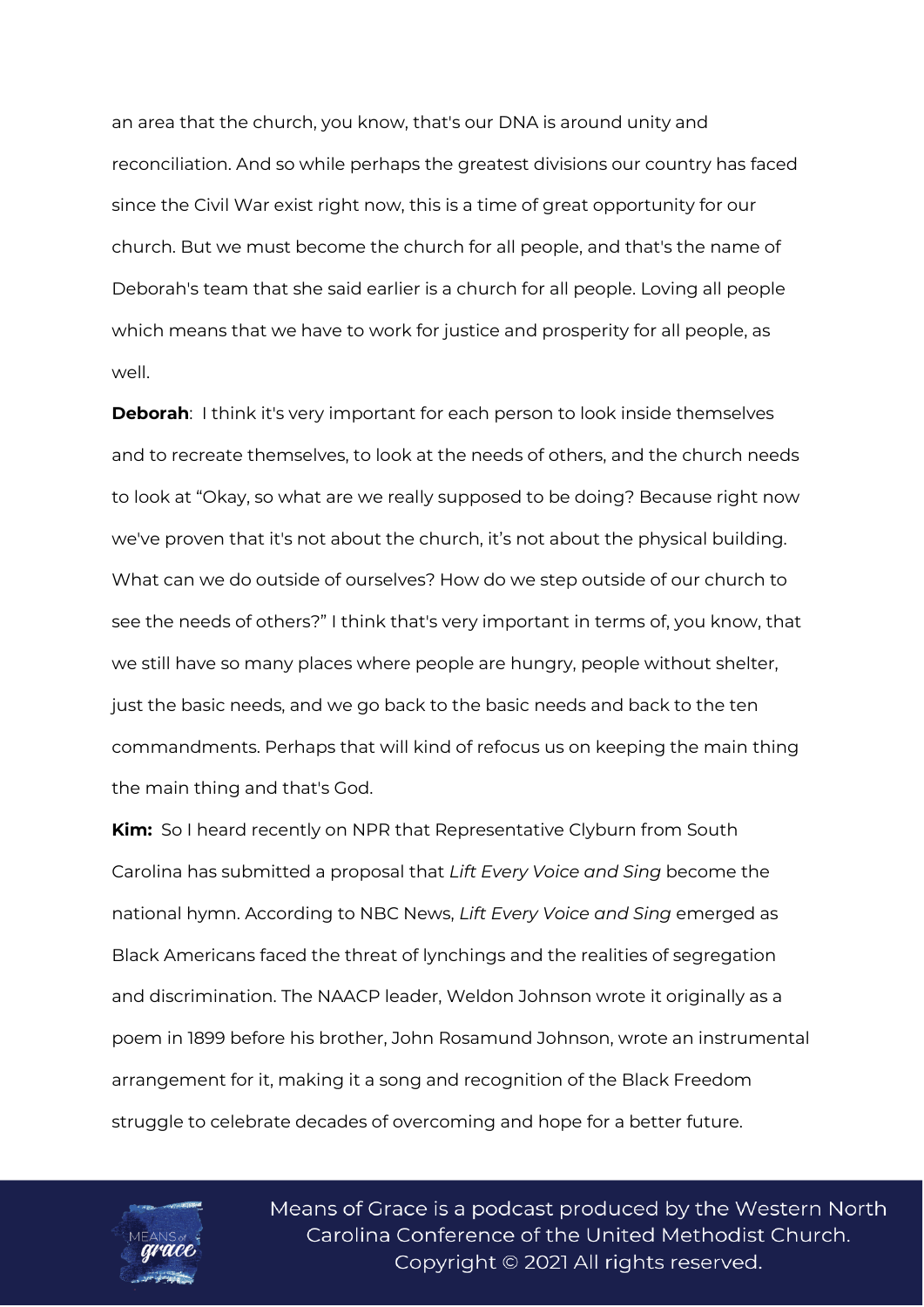an area that the church, you know, that's our DNA is around unity and reconciliation. And so while perhaps the greatest divisions our country has faced since the Civil War exist right now, this is a time of great opportunity for our church. But we must become the church for all people, and that's the name of Deborah's team that she said earlier is a church for all people. Loving all people which means that we have to work for justice and prosperity for all people, as well.

**Deborah**: I think it's very important for each person to look inside themselves and to recreate themselves, to look at the needs of others, and the church needs to look at "Okay, so what are we really supposed to be doing? Because right now we've proven that it's not about the church, it's not about the physical building. What can we do outside of ourselves? How do we step outside of our church to see the needs of others?" I think that's very important in terms of, you know, that we still have so many places where people are hungry, people without shelter, just the basic needs, and we go back to the basic needs and back to the ten commandments. Perhaps that will kind of refocus us on keeping the main thing the main thing and that's God.

**Kim:** So I heard recently on NPR that Representative Clyburn from South Carolina has submitted a proposal that *Lift Every Voice and Sing* become the national hymn. According to NBC News, *Lift Every Voice and Sing* emerged as Black Americans faced the threat of lynchings and the realities of segregation and discrimination. The NAACP leader, Weldon Johnson wrote it originally as a poem in 1899 before his brother, John Rosamund Johnson, wrote an instrumental arrangement for it, making it a song and recognition of the Black Freedom struggle to celebrate decades of overcoming and hope for a better future.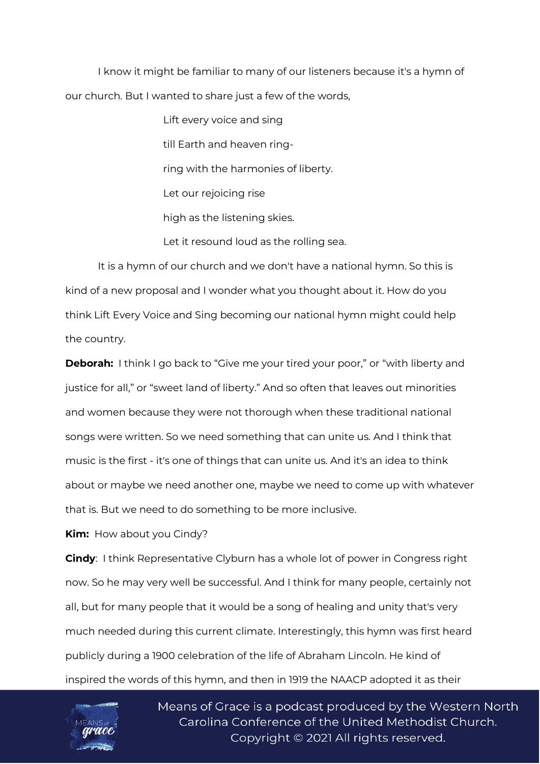I know it might be familiar to many of our listeners because it's a hymn of our church. But I wanted to share just a few of the words,

> Lift every voice and sing
>
> till Earth and heaven ring-
>
> ring with the harmonies of liberty.
>
> Let our rejoicing rise
>
> high as the listening skies.
>
> Let it resound loud as the rolling sea.

It is a hymn of our church and we don't have a national hymn. So this is kind of a new proposal and I wonder what you thought about it. How do you think Lift Every Voice and Sing becoming our national hymn might could help the country.

**Deborah:** I think I go back to "Give me your tired your poor," or "with liberty and justice for all," or "sweet land of liberty." And so often that leaves out minorities and women because they were not thorough when these traditional national songs were written. So we need something that can unite us. And I think that music is the first - it's one of things that can unite us. And it's an idea to think about or maybe we need another one, maybe we need to come up with whatever that is. But we need to do something to be more inclusive.

**Kim:** How about you Cindy?

**Cindy**: I think Representative Clyburn has a whole lot of power in Congress right now. So he may very well be successful. And I think for many people, certainly not all, but for many people that it would be a song of healing and unity that's very much needed during this current climate. Interestingly, this hymn was first heard publicly during a 1900 celebration of the life of Abraham Lincoln. He kind of inspired the words of this hymn, and then in 1919 the NAACP adopted it as their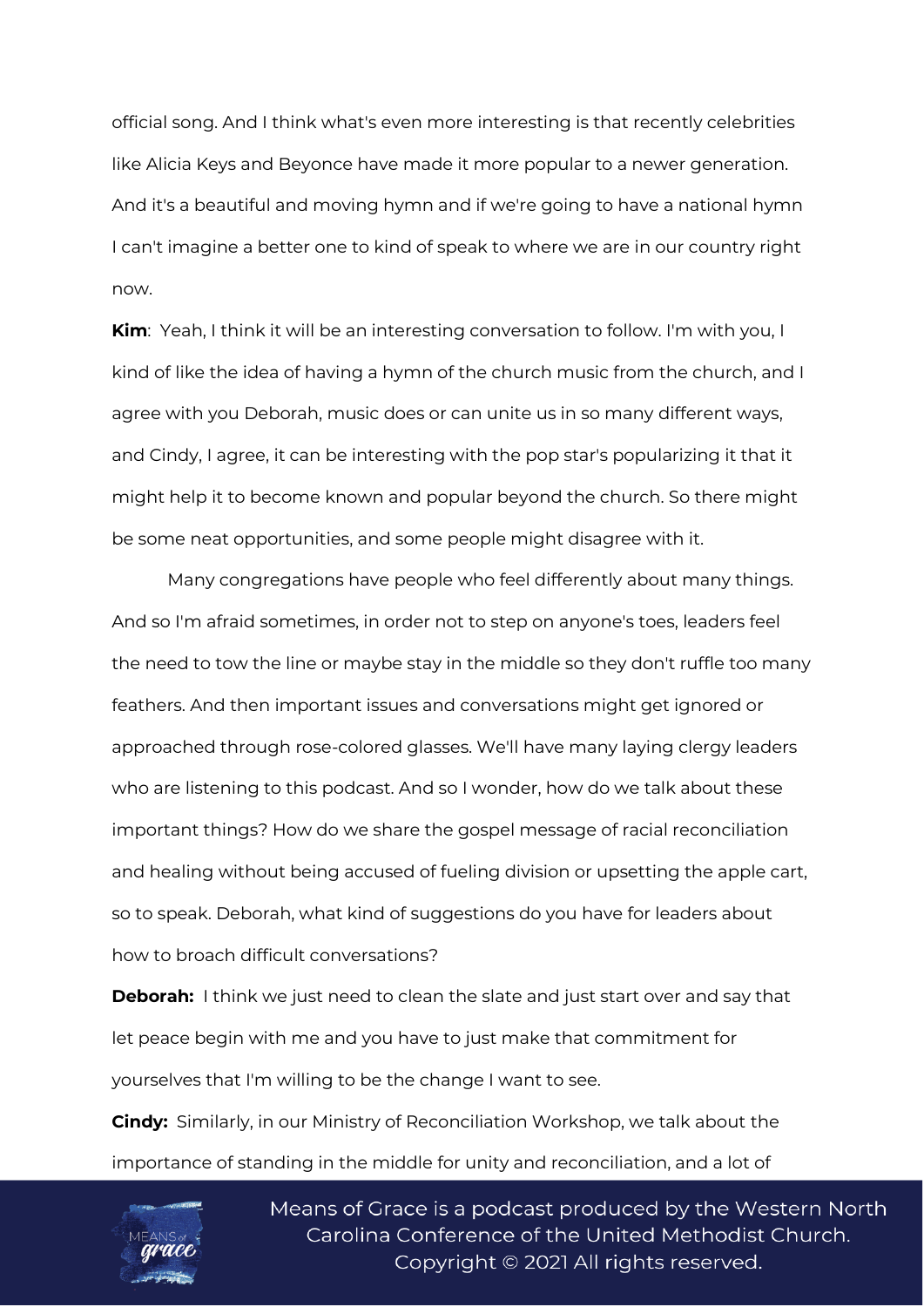official song. And I think what's even more interesting is that recently celebrities like Alicia Keys and Beyonce have made it more popular to a newer generation. And it's a beautiful and moving hymn and if we're going to have a national hymn I can't imagine a better one to kind of speak to where we are in our country right now.

**Kim**: Yeah, I think it will be an interesting conversation to follow. I'm with you, I kind of like the idea of having a hymn of the church music from the church, and I agree with you Deborah, music does or can unite us in so many different ways, and Cindy, I agree, it can be interesting with the pop star's popularizing it that it might help it to become known and popular beyond the church. So there might be some neat opportunities, and some people might disagree with it.

Many congregations have people who feel differently about many things. And so I'm afraid sometimes, in order not to step on anyone's toes, leaders feel the need to tow the line or maybe stay in the middle so they don't ruffle too many feathers. And then important issues and conversations might get ignored or approached through rose-colored glasses. We'll have many laying clergy leaders who are listening to this podcast. And so I wonder, how do we talk about these important things? How do we share the gospel message of racial reconciliation and healing without being accused of fueling division or upsetting the apple cart, so to speak. Deborah, what kind of suggestions do you have for leaders about how to broach difficult conversations?

**Deborah:** I think we just need to clean the slate and just start over and say that let peace begin with me and you have to just make that commitment for yourselves that I'm willing to be the change I want to see.

**Cindy:** Similarly, in our Ministry of Reconciliation Workshop, we talk about the importance of standing in the middle for unity and reconciliation, and a lot of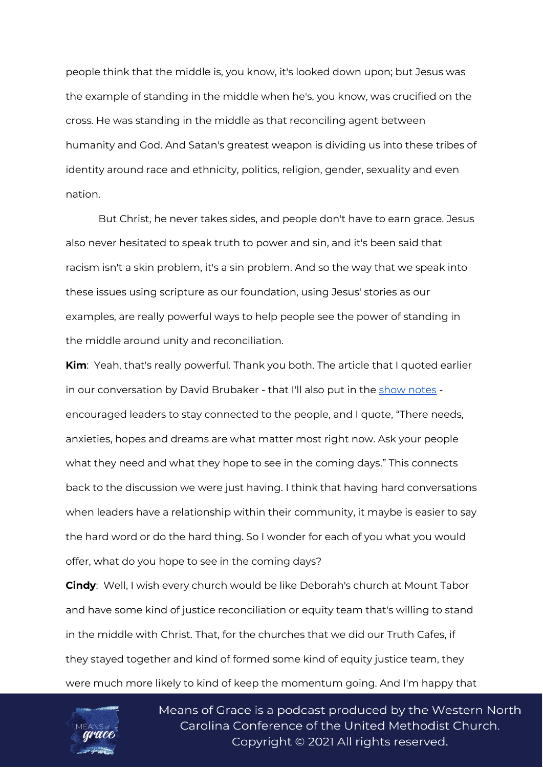people think that the middle is, you know, it's looked down upon; but Jesus was the example of standing in the middle when he's, you know, was crucified on the cross. He was standing in the middle as that reconciling agent between humanity and God. And Satan's greatest weapon is dividing us into these tribes of identity around race and ethnicity, politics, religion, gender, sexuality and even nation.

But Christ, he never takes sides, and people don't have to earn grace. Jesus also never hesitated to speak truth to power and sin, and it's been said that racism isn't a skin problem, it's a sin problem. And so the way that we speak into these issues using scripture as our foundation, using Jesus' stories as our examples, are really powerful ways to help people see the power of standing in the middle around unity and reconciliation.

**Kim**: Yeah, that's really powerful. Thank you both. The article that I quoted earlier in our conversation by David Brubaker - that I'll also put in the show notes - encouraged leaders to stay connected to the people, and I quote, "There needs, anxieties, hopes and dreams are what matter most right now. Ask your people what they need and what they hope to see in the coming days." This connects back to the discussion we were just having. I think that having hard conversations when leaders have a relationship within their community, it maybe is easier to say the hard word or do the hard thing. So I wonder for each of you what you would offer, what do you hope to see in the coming days?

**Cindy**: Well, I wish every church would be like Deborah's church at Mount Tabor and have some kind of justice reconciliation or equity team that's willing to stand in the middle with Christ. That, for the churches that we did our Truth Cafes, if they stayed together and kind of formed some kind of equity justice team, they were much more likely to kind of keep the momentum going. And I'm happy that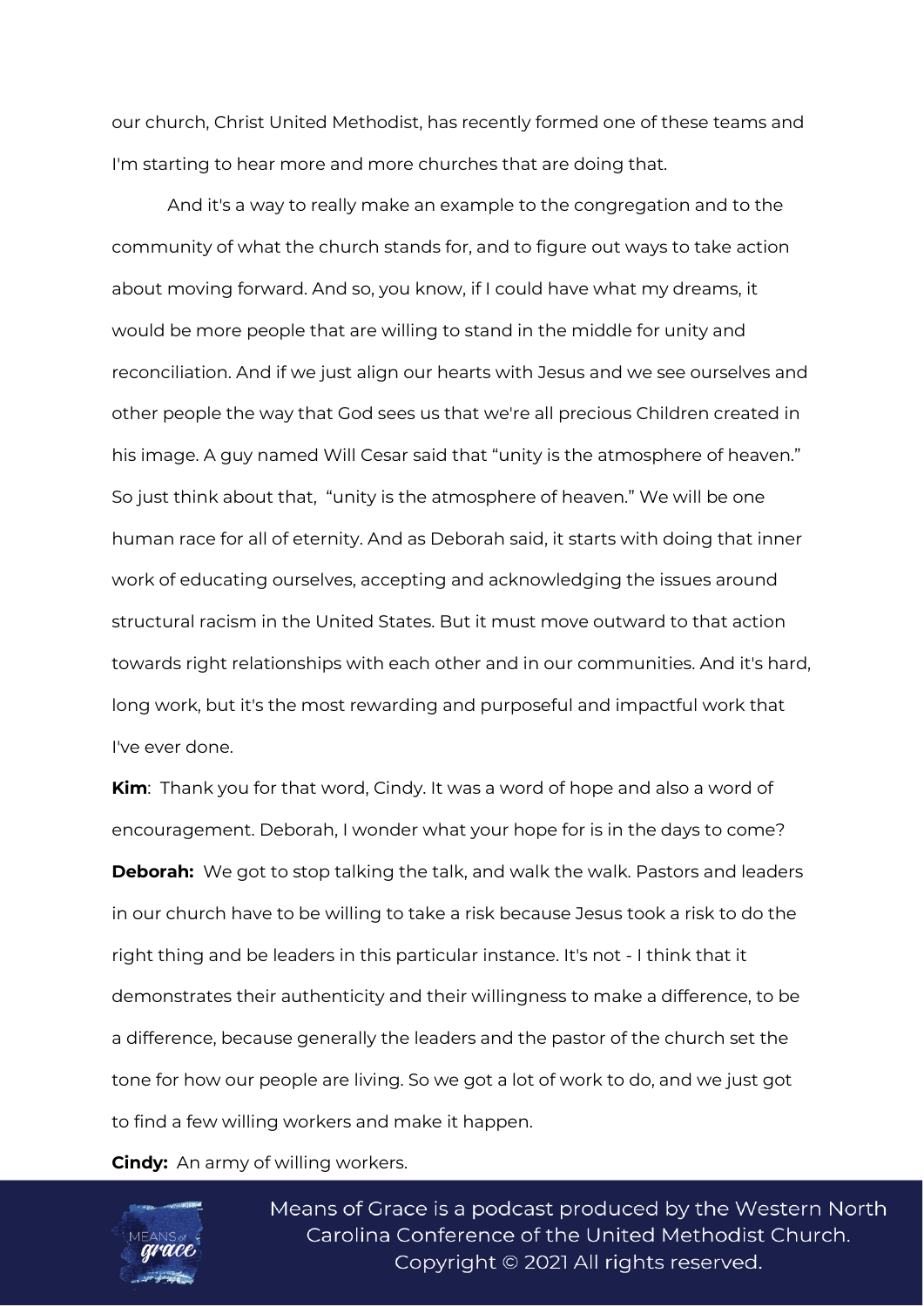our church, Christ United Methodist, has recently formed one of these teams and I'm starting to hear more and more churches that are doing that.

And it's a way to really make an example to the congregation and to the community of what the church stands for, and to figure out ways to take action about moving forward. And so, you know, if I could have what my dreams, it would be more people that are willing to stand in the middle for unity and reconciliation. And if we just align our hearts with Jesus and we see ourselves and other people the way that God sees us that we're all precious Children created in his image. A guy named Will Cesar said that "unity is the atmosphere of heaven." So just think about that, "unity is the atmosphere of heaven." We will be one human race for all of eternity. And as Deborah said, it starts with doing that inner work of educating ourselves, accepting and acknowledging the issues around structural racism in the United States. But it must move outward to that action towards right relationships with each other and in our communities. And it's hard, long work, but it's the most rewarding and purposeful and impactful work that I've ever done.

**Kim**: Thank you for that word, Cindy. It was a word of hope and also a word of encouragement. Deborah, I wonder what your hope for is in the days to come?

**Deborah:** We got to stop talking the talk, and walk the walk. Pastors and leaders in our church have to be willing to take a risk because Jesus took a risk to do the right thing and be leaders in this particular instance. It's not - I think that it demonstrates their authenticity and their willingness to make a difference, to be a difference, because generally the leaders and the pastor of the church set the tone for how our people are living. So we got a lot of work to do, and we just got to find a few willing workers and make it happen.

**Cindy:** An army of willing workers.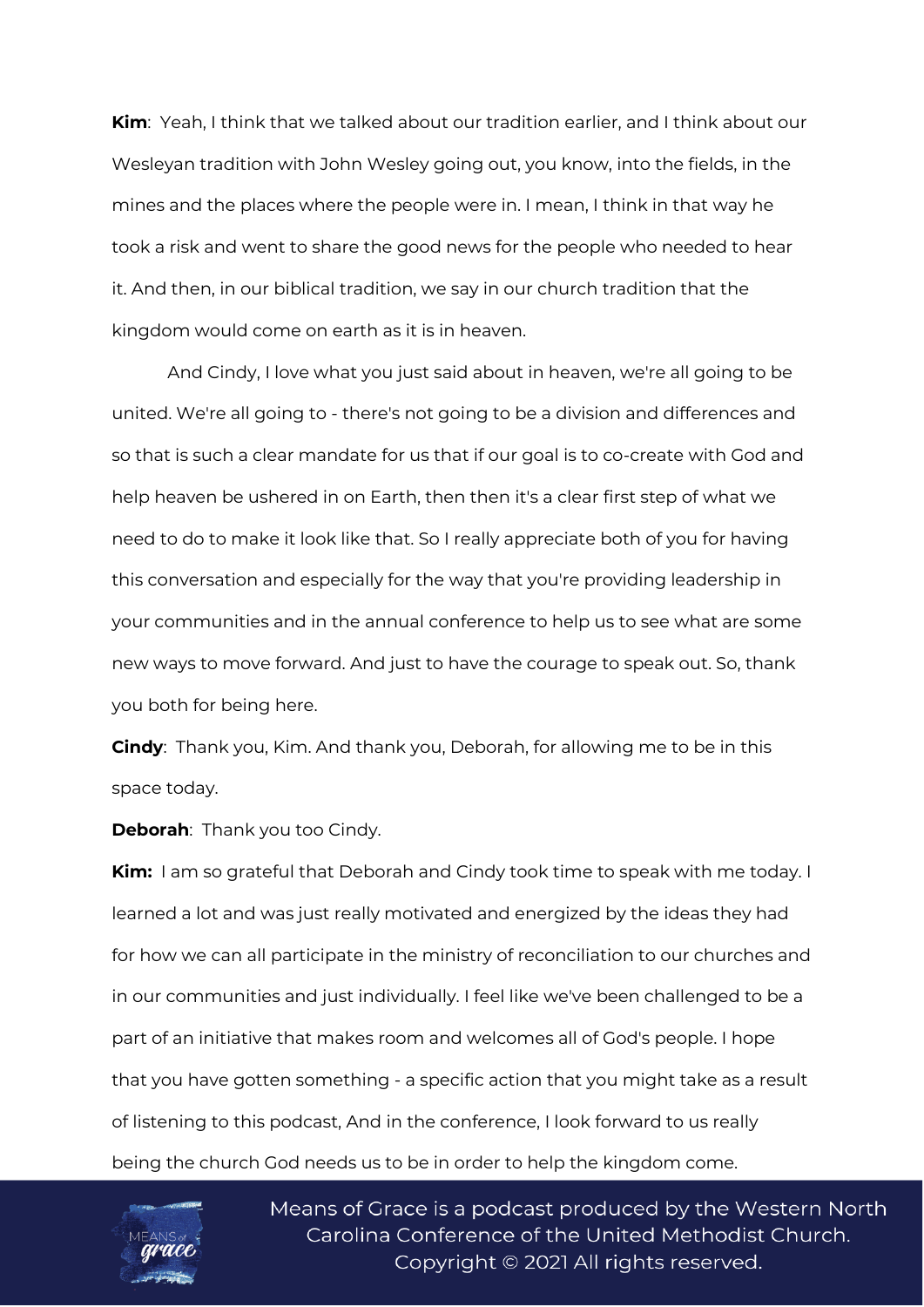**Kim**: Yeah, I think that we talked about our tradition earlier, and I think about our Wesleyan tradition with John Wesley going out, you know, into the fields, in the mines and the places where the people were in. I mean, I think in that way he took a risk and went to share the good news for the people who needed to hear it. And then, in our biblical tradition, we say in our church tradition that the kingdom would come on earth as it is in heaven.

And Cindy, I love what you just said about in heaven, we're all going to be united. We're all going to - there's not going to be a division and differences and so that is such a clear mandate for us that if our goal is to co-create with God and help heaven be ushered in on Earth, then then it's a clear first step of what we need to do to make it look like that. So I really appreciate both of you for having this conversation and especially for the way that you're providing leadership in your communities and in the annual conference to help us to see what are some new ways to move forward. And just to have the courage to speak out. So, thank you both for being here.

**Cindy**: Thank you, Kim. And thank you, Deborah, for allowing me to be in this space today.

**Deborah**: Thank you too Cindy.

**Kim:** I am so grateful that Deborah and Cindy took time to speak with me today. I learned a lot and was just really motivated and energized by the ideas they had for how we can all participate in the ministry of reconciliation to our churches and in our communities and just individually. I feel like we've been challenged to be a part of an initiative that makes room and welcomes all of God's people. I hope that you have gotten something - a specific action that you might take as a result of listening to this podcast, And in the conference, I look forward to us really being the church God needs us to be in order to help the kingdom come.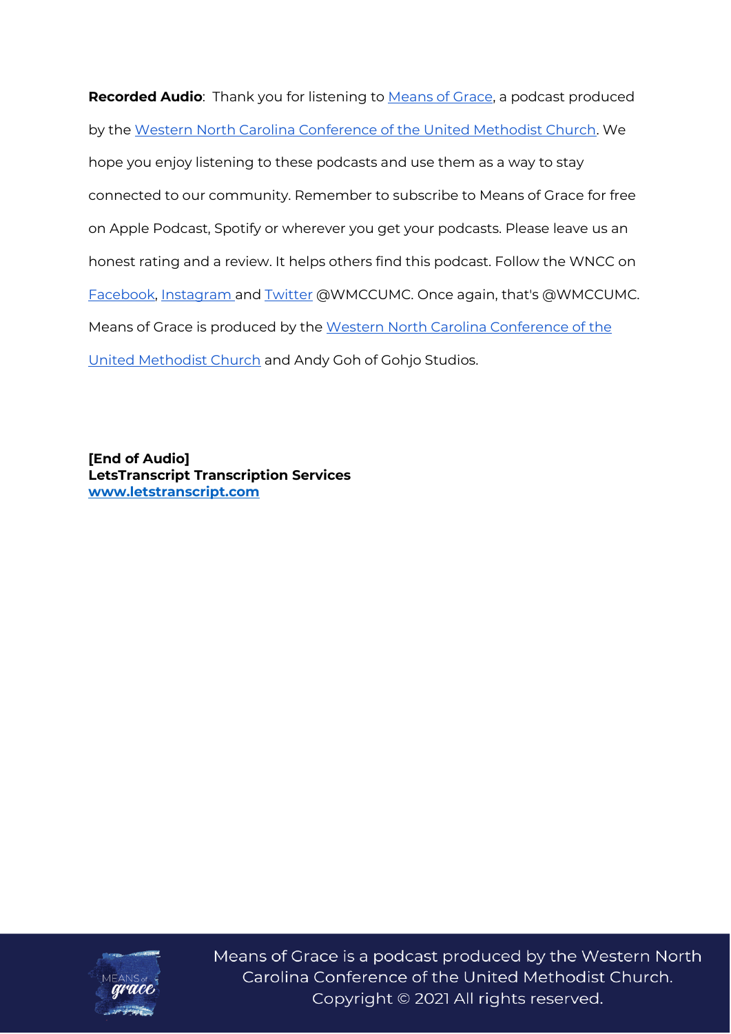**Recorded Audio**: Thank you for listening to Means of Grace, a podcast produced by the Western North Carolina Conference of the United Methodist Church. We hope you enjoy listening to these podcasts and use them as a way to stay connected to our community. Remember to subscribe to Means of Grace for free on Apple Podcast, Spotify or wherever you get your podcasts. Please leave us an honest rating and a review. It helps others find this podcast. Follow the WNCC on Facebook, Instagram and Twitter @WMCCUMC. Once again, that's @WMCCUMC. Means of Grace is produced by the Western North Carolina Conference of the United Methodist Church and Andy Goh of Gohjo Studios.

**[End of Audio]**
**LetsTranscript Transcription Services**
**www.letstranscript.com**